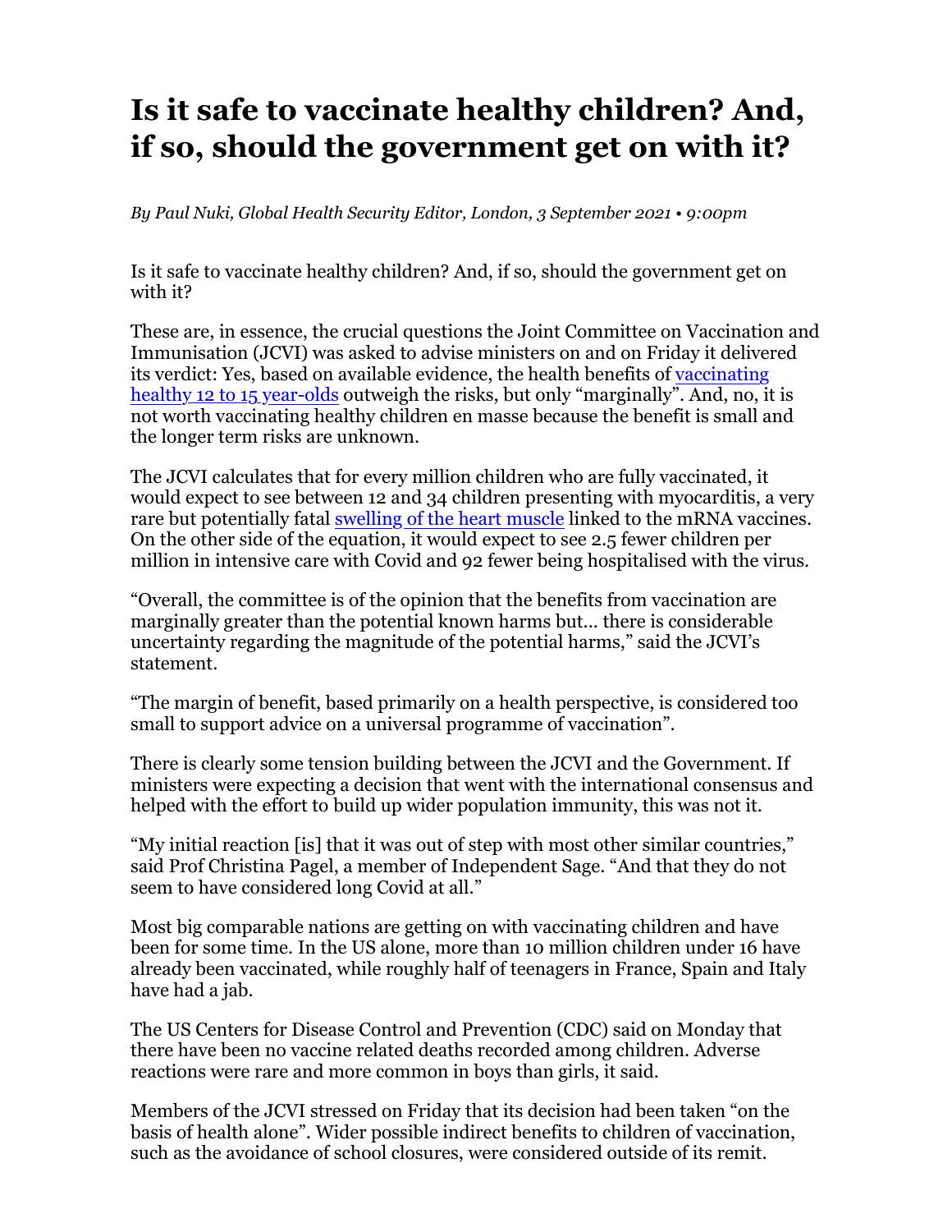# Is it safe to vaccinate healthy children? And, if so, should the government get on with it?

*By Paul Nuki, Global Health Security Editor, London, 3 September 2021 • 9:00pm*

Is it safe to vaccinate healthy children? And, if so, should the government get on with it?

These are, in essence, the crucial questions the Joint Committee on Vaccination and Immunisation (JCVI) was asked to advise ministers on and on Friday it delivered its verdict: Yes, based on available evidence, the health benefits of [vaccinating healthy 12 to 15 year-olds]() outweigh the risks, but only "marginally". And, no, it is not worth vaccinating healthy children en masse because the benefit is small and the longer term risks are unknown.

The JCVI calculates that for every million children who are fully vaccinated, it would expect to see between 12 and 34 children presenting with myocarditis, a very rare but potentially fatal [swelling of the heart muscle]() linked to the mRNA vaccines. On the other side of the equation, it would expect to see 2.5 fewer children per million in intensive care with Covid and 92 fewer being hospitalised with the virus.

"Overall, the committee is of the opinion that the benefits from vaccination are marginally greater than the potential known harms but... there is considerable uncertainty regarding the magnitude of the potential harms," said the JCVI's statement.

"The margin of benefit, based primarily on a health perspective, is considered too small to support advice on a universal programme of vaccination".

There is clearly some tension building between the JCVI and the Government. If ministers were expecting a decision that went with the international consensus and helped with the effort to build up wider population immunity, this was not it.

"My initial reaction [is] that it was out of step with most other similar countries," said Prof Christina Pagel, a member of Independent Sage. "And that they do not seem to have considered long Covid at all."

Most big comparable nations are getting on with vaccinating children and have been for some time. In the US alone, more than 10 million children under 16 have already been vaccinated, while roughly half of teenagers in France, Spain and Italy have had a jab.

The US Centers for Disease Control and Prevention (CDC) said on Monday that there have been no vaccine related deaths recorded among children. Adverse reactions were rare and more common in boys than girls, it said.

Members of the JCVI stressed on Friday that its decision had been taken "on the basis of health alone". Wider possible indirect benefits to children of vaccination, such as the avoidance of school closures, were considered outside of its remit.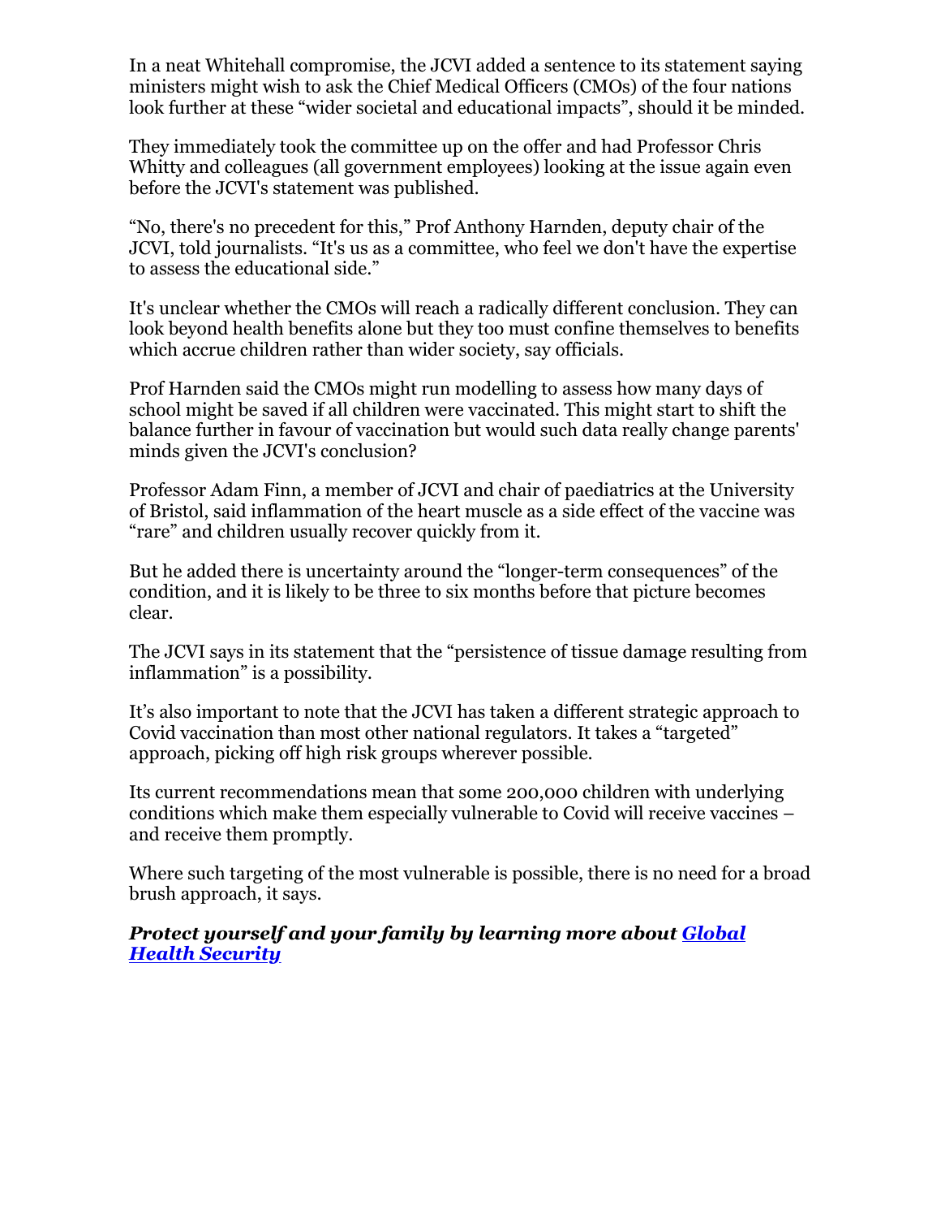In a neat Whitehall compromise, the JCVI added a sentence to its statement saying ministers might wish to ask the Chief Medical Officers (CMOs) of the four nations look further at these “wider societal and educational impacts”, should it be minded.

They immediately took the committee up on the offer and had Professor Chris Whitty and colleagues (all government employees) looking at the issue again even before the JCVI's statement was published.

“No, there's no precedent for this,” Prof Anthony Harnden, deputy chair of the JCVI, told journalists. “It's us as a committee, who feel we don't have the expertise to assess the educational side.”

It's unclear whether the CMOs will reach a radically different conclusion. They can look beyond health benefits alone but they too must confine themselves to benefits which accrue children rather than wider society, say officials.

Prof Harnden said the CMOs might run modelling to assess how many days of school might be saved if all children were vaccinated. This might start to shift the balance further in favour of vaccination but would such data really change parents' minds given the JCVI's conclusion?

Professor Adam Finn, a member of JCVI and chair of paediatrics at the University of Bristol, said inflammation of the heart muscle as a side effect of the vaccine was “rare” and children usually recover quickly from it.

But he added there is uncertainty around the “longer-term consequences” of the condition, and it is likely to be three to six months before that picture becomes clear.

The JCVI says in its statement that the “persistence of tissue damage resulting from inflammation” is a possibility.

It’s also important to note that the JCVI has taken a different strategic approach to Covid vaccination than most other national regulators. It takes a “targeted” approach, picking off high risk groups wherever possible.

Its current recommendations mean that some 200,000 children with underlying conditions which make them especially vulnerable to Covid will receive vaccines – and receive them promptly.

Where such targeting of the most vulnerable is possible, there is no need for a broad brush approach, it says.

***Protect yourself and your family by learning more about [Global Health Security](#)***